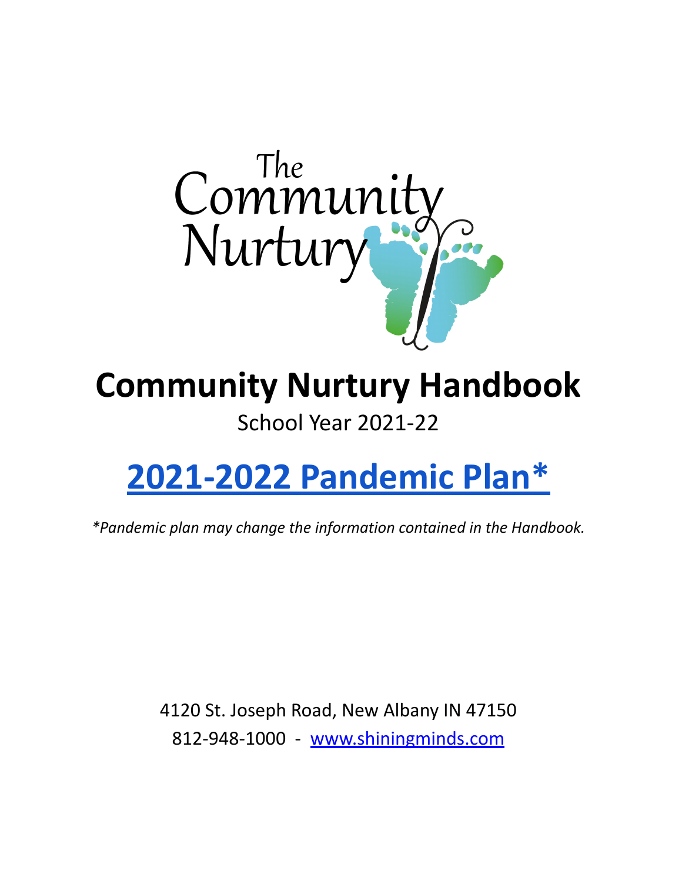The Community Nurtury

# Community Nurtury Handbook

School Year 2021-22

## [2021-2022 Pandemic Plan*]

*\*Pandemic plan may change the information contained in the Handbook.*

4120 St. Joseph Road, New Albany IN 47150

812-948-1000 - [www.shiningminds.com]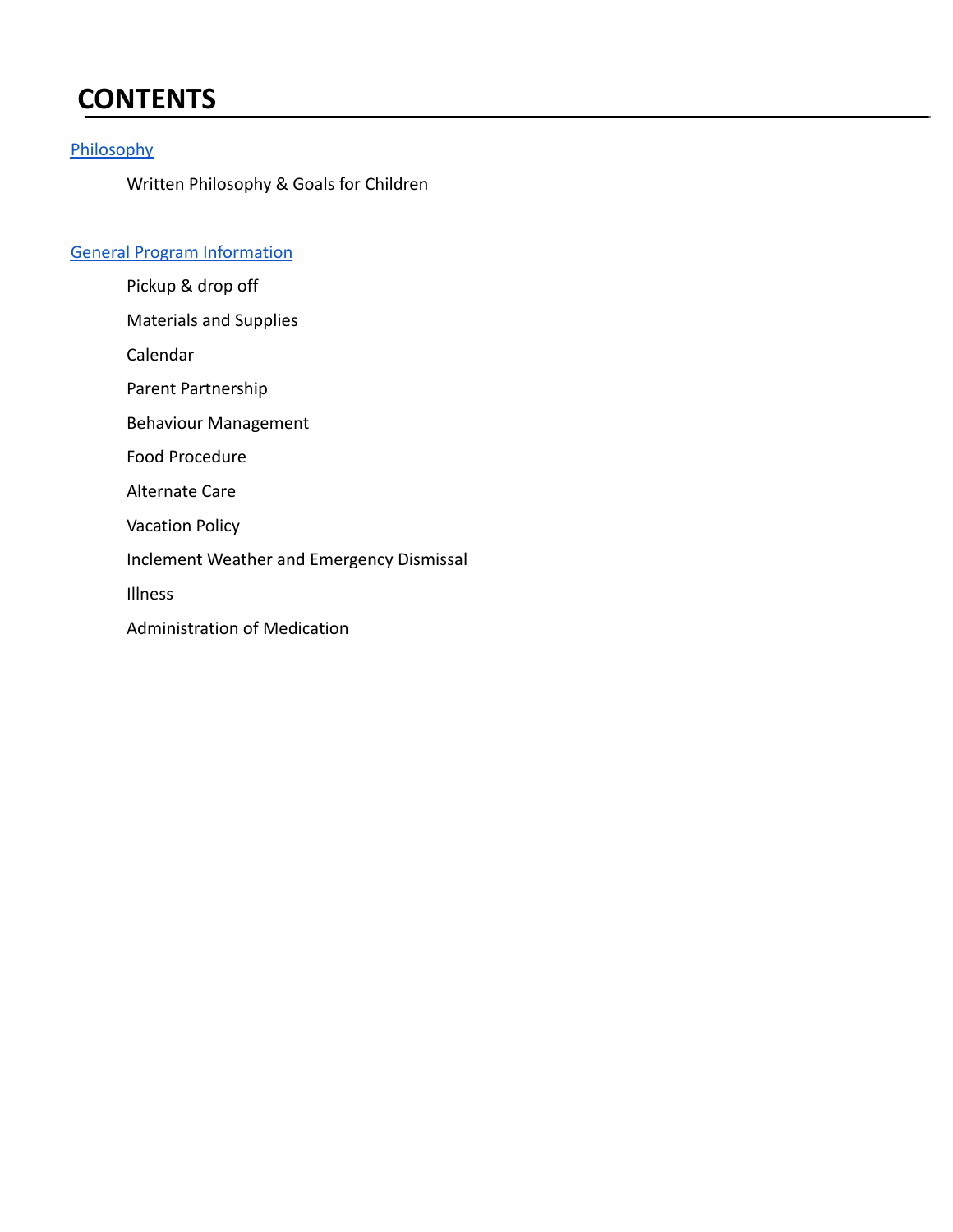# CONTENTS

[Philosophy]

Written Philosophy & Goals for Children

[General Program Information]

Pickup & drop off

Materials and Supplies

Calendar

Parent Partnership

Behaviour Management

Food Procedure

Alternate Care

Vacation Policy

Inclement Weather and Emergency Dismissal

Illness

Administration of Medication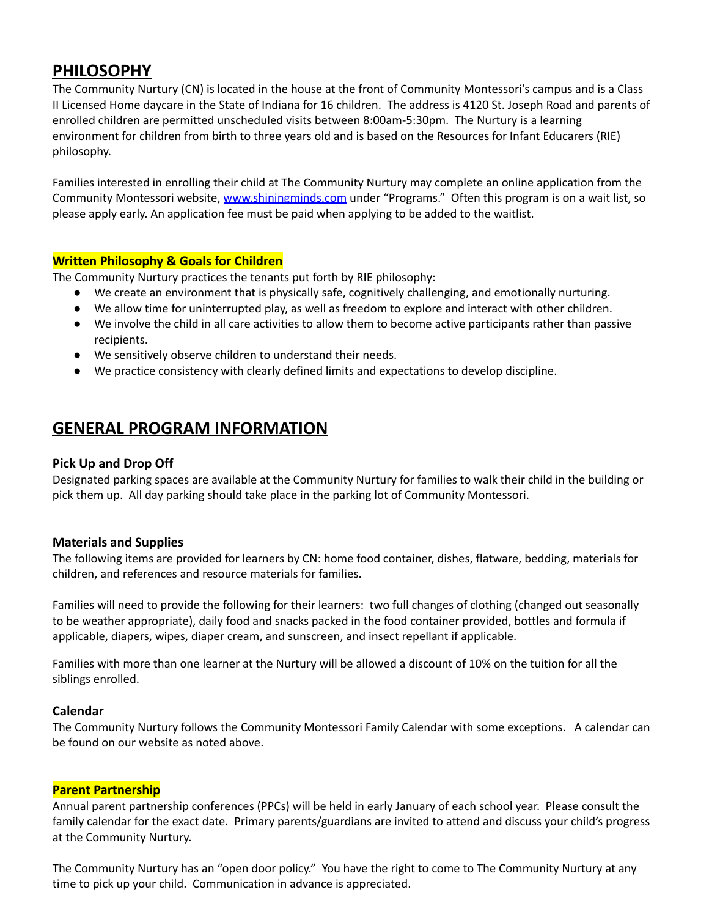## PHILOSOPHY

The Community Nurtury (CN) is located in the house at the front of Community Montessori's campus and is a Class II Licensed Home daycare in the State of Indiana for 16 children. The address is 4120 St. Joseph Road and parents of enrolled children are permitted unscheduled visits between 8:00am-5:30pm. The Nurtury is a learning environment for children from birth to three years old and is based on the Resources for Infant Educarers (RIE) philosophy.

Families interested in enrolling their child at The Community Nurtury may complete an online application from the Community Montessori website, [www.shiningminds.com](http://www.shiningminds.com) under "Programs." Often this program is on a wait list, so please apply early. An application fee must be paid when applying to be added to the waitlist.

### Written Philosophy & Goals for Children

The Community Nurtury practices the tenants put forth by RIE philosophy:

- We create an environment that is physically safe, cognitively challenging, and emotionally nurturing.
- We allow time for uninterrupted play, as well as freedom to explore and interact with other children.
- We involve the child in all care activities to allow them to become active participants rather than passive recipients.
- We sensitively observe children to understand their needs.
- We practice consistency with clearly defined limits and expectations to develop discipline.

## GENERAL PROGRAM INFORMATION

### Pick Up and Drop Off

Designated parking spaces are available at the Community Nurtury for families to walk their child in the building or pick them up. All day parking should take place in the parking lot of Community Montessori.

### Materials and Supplies

The following items are provided for learners by CN: home food container, dishes, flatware, bedding, materials for children, and references and resource materials for families.

Families will need to provide the following for their learners: two full changes of clothing (changed out seasonally to be weather appropriate), daily food and snacks packed in the food container provided, bottles and formula if applicable, diapers, wipes, diaper cream, and sunscreen, and insect repellant if applicable.

Families with more than one learner at the Nurtury will be allowed a discount of 10% on the tuition for all the siblings enrolled.

### Calendar

The Community Nurtury follows the Community Montessori Family Calendar with some exceptions. A calendar can be found on our website as noted above.

### Parent Partnership

Annual parent partnership conferences (PPCs) will be held in early January of each school year. Please consult the family calendar for the exact date. Primary parents/guardians are invited to attend and discuss your child's progress at the Community Nurtury.

The Community Nurtury has an "open door policy." You have the right to come to The Community Nurtury at any time to pick up your child. Communication in advance is appreciated.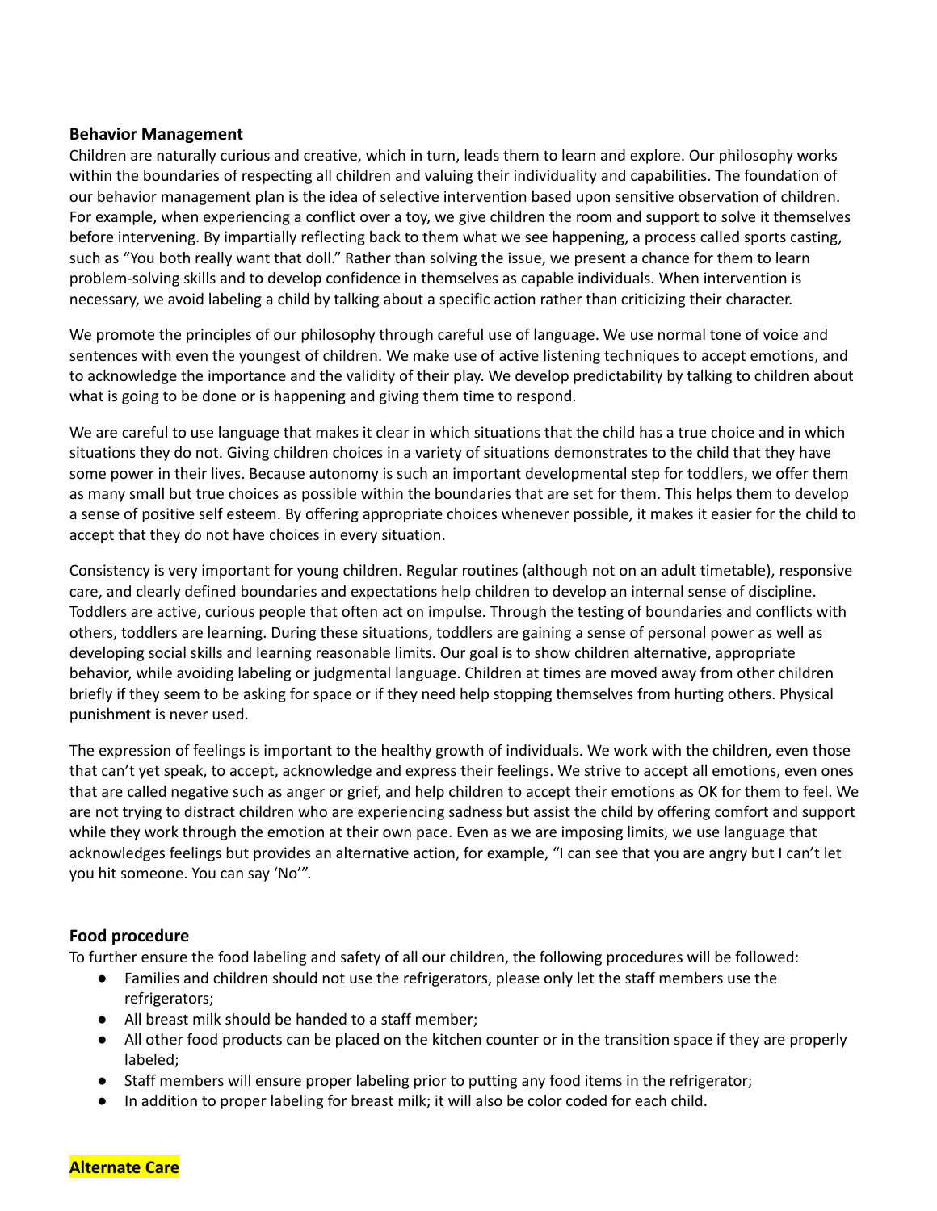## Behavior Management

Children are naturally curious and creative, which in turn, leads them to learn and explore. Our philosophy works within the boundaries of respecting all children and valuing their individuality and capabilities. The foundation of our behavior management plan is the idea of selective intervention based upon sensitive observation of children. For example, when experiencing a conflict over a toy, we give children the room and support to solve it themselves before intervening. By impartially reflecting back to them what we see happening, a process called sports casting, such as "You both really want that doll." Rather than solving the issue, we present a chance for them to learn problem-solving skills and to develop confidence in themselves as capable individuals. When intervention is necessary, we avoid labeling a child by talking about a specific action rather than criticizing their character.

We promote the principles of our philosophy through careful use of language. We use normal tone of voice and sentences with even the youngest of children. We make use of active listening techniques to accept emotions, and to acknowledge the importance and the validity of their play. We develop predictability by talking to children about what is going to be done or is happening and giving them time to respond.

We are careful to use language that makes it clear in which situations that the child has a true choice and in which situations they do not. Giving children choices in a variety of situations demonstrates to the child that they have some power in their lives. Because autonomy is such an important developmental step for toddlers, we offer them as many small but true choices as possible within the boundaries that are set for them. This helps them to develop a sense of positive self esteem. By offering appropriate choices whenever possible, it makes it easier for the child to accept that they do not have choices in every situation.

Consistency is very important for young children. Regular routines (although not on an adult timetable), responsive care, and clearly defined boundaries and expectations help children to develop an internal sense of discipline. Toddlers are active, curious people that often act on impulse. Through the testing of boundaries and conflicts with others, toddlers are learning. During these situations, toddlers are gaining a sense of personal power as well as developing social skills and learning reasonable limits. Our goal is to show children alternative, appropriate behavior, while avoiding labeling or judgmental language. Children at times are moved away from other children briefly if they seem to be asking for space or if they need help stopping themselves from hurting others. Physical punishment is never used.

The expression of feelings is important to the healthy growth of individuals. We work with the children, even those that can't yet speak, to accept, acknowledge and express their feelings. We strive to accept all emotions, even ones that are called negative such as anger or grief, and help children to accept their emotions as OK for them to feel. We are not trying to distract children who are experiencing sadness but assist the child by offering comfort and support while they work through the emotion at their own pace. Even as we are imposing limits, we use language that acknowledges feelings but provides an alternative action, for example, "I can see that you are angry but I can't let you hit someone. You can say 'No'".

## Food procedure

To further ensure the food labeling and safety of all our children, the following procedures will be followed:

- Families and children should not use the refrigerators, please only let the staff members use the refrigerators;
- All breast milk should be handed to a staff member;
- All other food products can be placed on the kitchen counter or in the transition space if they are properly labeled;
- Staff members will ensure proper labeling prior to putting any food items in the refrigerator;
- In addition to proper labeling for breast milk; it will also be color coded for each child.

## Alternate Care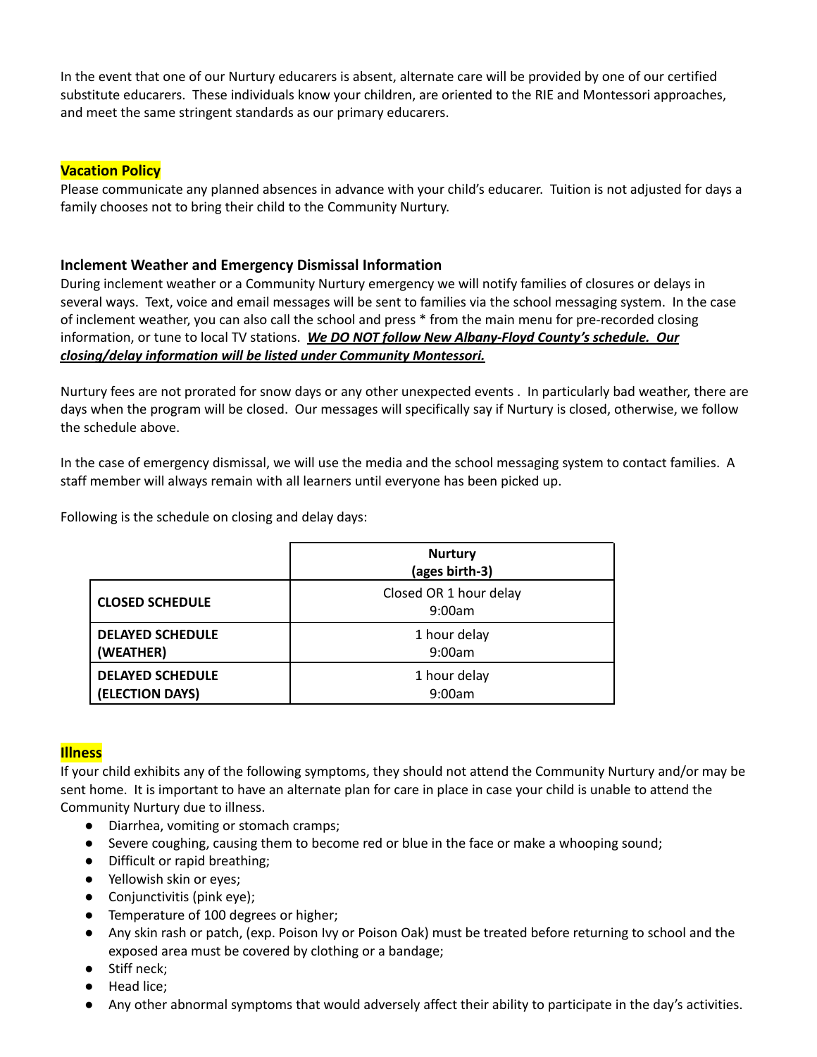In the event that one of our Nurtury educarers is absent, alternate care will be provided by one of our certified substitute educarers. These individuals know your children, are oriented to the RIE and Montessori approaches, and meet the same stringent standards as our primary educarers.

## Vacation Policy

Please communicate any planned absences in advance with your child's educarer. Tuition is not adjusted for days a family chooses not to bring their child to the Community Nurtury.

## Inclement Weather and Emergency Dismissal Information

During inclement weather or a Community Nurtury emergency we will notify families of closures or delays in several ways. Text, voice and email messages will be sent to families via the school messaging system. In the case of inclement weather, you can also call the school and press * from the main menu for pre-recorded closing information, or tune to local TV stations. ***We DO NOT follow New Albany-Floyd County's schedule. Our closing/delay information will be listed under Community Montessori.***

Nurtury fees are not prorated for snow days or any other unexpected events . In particularly bad weather, there are days when the program will be closed. Our messages will specifically say if Nurtury is closed, otherwise, we follow the schedule above.

In the case of emergency dismissal, we will use the media and the school messaging system to contact families. A staff member will always remain with all learners until everyone has been picked up.

Following is the schedule on closing and delay days:

| | **Nurtury (ages birth-3)** |
|---|---|
| **CLOSED SCHEDULE** | Closed OR 1 hour delay 9:00am |
| **DELAYED SCHEDULE (WEATHER)** | 1 hour delay 9:00am |
| **DELAYED SCHEDULE (ELECTION DAYS)** | 1 hour delay 9:00am |

## Illness

If your child exhibits any of the following symptoms, they should not attend the Community Nurtury and/or may be sent home. It is important to have an alternate plan for care in place in case your child is unable to attend the Community Nurtury due to illness.

- Diarrhea, vomiting or stomach cramps;
- Severe coughing, causing them to become red or blue in the face or make a whooping sound;
- Difficult or rapid breathing;
- Yellowish skin or eyes;
- Conjunctivitis (pink eye);
- Temperature of 100 degrees or higher;
- Any skin rash or patch, (exp. Poison Ivy or Poison Oak) must be treated before returning to school and the exposed area must be covered by clothing or a bandage;
- Stiff neck;
- Head lice;
- Any other abnormal symptoms that would adversely affect their ability to participate in the day's activities.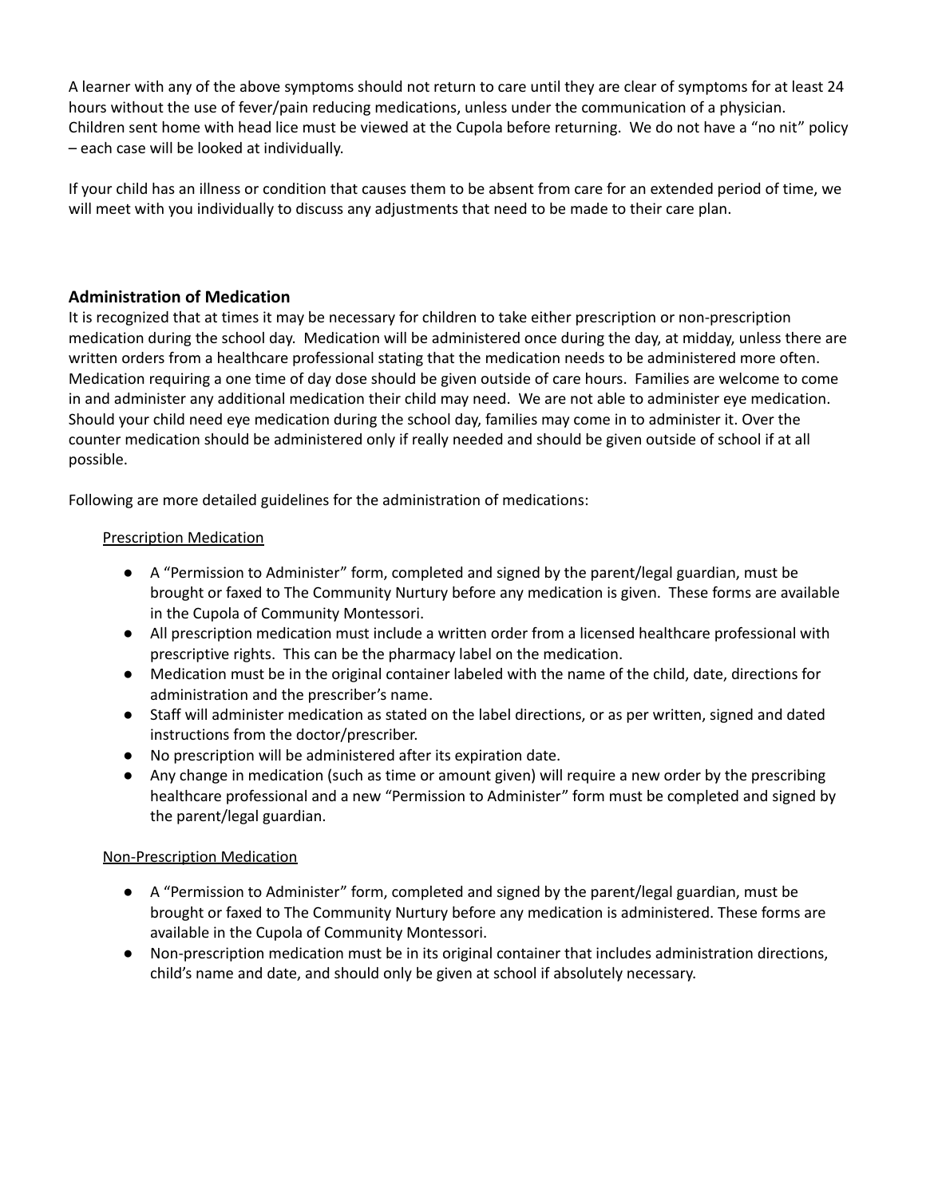A learner with any of the above symptoms should not return to care until they are clear of symptoms for at least 24 hours without the use of fever/pain reducing medications, unless under the communication of a physician. Children sent home with head lice must be viewed at the Cupola before returning. We do not have a "no nit" policy – each case will be looked at individually.

If your child has an illness or condition that causes them to be absent from care for an extended period of time, we will meet with you individually to discuss any adjustments that need to be made to their care plan.

### Administration of Medication

It is recognized that at times it may be necessary for children to take either prescription or non-prescription medication during the school day. Medication will be administered once during the day, at midday, unless there are written orders from a healthcare professional stating that the medication needs to be administered more often. Medication requiring a one time of day dose should be given outside of care hours. Families are welcome to come in and administer any additional medication their child may need. We are not able to administer eye medication. Should your child need eye medication during the school day, families may come in to administer it. Over the counter medication should be administered only if really needed and should be given outside of school if at all possible.

Following are more detailed guidelines for the administration of medications:

<u>Prescription Medication</u>

- A "Permission to Administer" form, completed and signed by the parent/legal guardian, must be brought or faxed to The Community Nurtury before any medication is given. These forms are available in the Cupola of Community Montessori.
- All prescription medication must include a written order from a licensed healthcare professional with prescriptive rights. This can be the pharmacy label on the medication.
- Medication must be in the original container labeled with the name of the child, date, directions for administration and the prescriber's name.
- Staff will administer medication as stated on the label directions, or as per written, signed and dated instructions from the doctor/prescriber.
- No prescription will be administered after its expiration date.
- Any change in medication (such as time or amount given) will require a new order by the prescribing healthcare professional and a new "Permission to Administer" form must be completed and signed by the parent/legal guardian.

<u>Non-Prescription Medication</u>

- A "Permission to Administer" form, completed and signed by the parent/legal guardian, must be brought or faxed to The Community Nurtury before any medication is administered. These forms are available in the Cupola of Community Montessori.
- Non-prescription medication must be in its original container that includes administration directions, child's name and date, and should only be given at school if absolutely necessary.